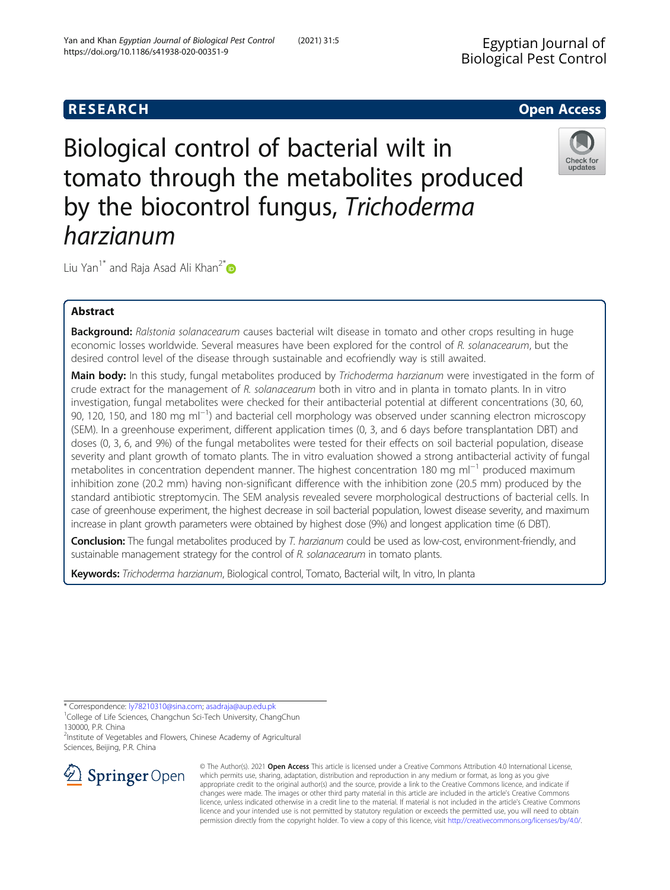RESEARCH

Open Access

# Biological control of bacterial wilt in tomato through the metabolites produced by the biocontrol fungus, *Trichoderma harzianum*

Liu Yan[1*] and Raja Asad Ali Khan[2*]

## Abstract

**Background:** *Ralstonia solanacearum* causes bacterial wilt disease in tomato and other crops resulting in huge economic losses worldwide. Several measures have been explored for the control of *R. solanacearum*, but the desired control level of the disease through sustainable and ecofriendly way is still awaited.

**Main body:** In this study, fungal metabolites produced by *Trichoderma harzianum* were investigated in the form of crude extract for the management of *R. solanacearum* both in vitro and in planta in tomato plants. In in vitro investigation, fungal metabolites were checked for their antibacterial potential at different concentrations (30, 60, 90, 120, 150, and 180 mg $ml^{-1}$) and bacterial cell morphology was observed under scanning electron microscopy (SEM). In a greenhouse experiment, different application times (0, 3, and 6 days before transplantation DBT) and doses (0, 3, 6, and 9%) of the fungal metabolites were tested for their effects on soil bacterial population, disease severity and plant growth of tomato plants. The in vitro evaluation showed a strong antibacterial activity of fungal metabolites in concentration dependent manner. The highest concentration 180 mg $ml^{-1}$ produced maximum inhibition zone (20.2 mm) having non-significant difference with the inhibition zone (20.5 mm) produced by the standard antibiotic streptomycin. The SEM analysis revealed severe morphological destructions of bacterial cells. In case of greenhouse experiment, the highest decrease in soil bacterial population, lowest disease severity, and maximum increase in plant growth parameters were obtained by highest dose (9%) and longest application time (6 DBT).

**Conclusion:** The fungal metabolites produced by *T. harzianum* could be used as low-cost, environment-friendly, and sustainable management strategy for the control of *R. solanacearum* in tomato plants.

**Keywords:** *Trichoderma harzianum*, Biological control, Tomato, Bacterial wilt, In vitro, In planta

---

\* Correspondence: ly78210310@sina.com; asadraja@aup.edu.pk

[1]College of Life Sciences, Changchun Sci-Tech University, ChangChun 130000, P.R. China

[2]Institute of Vegetables and Flowers, Chinese Academy of Agricultural Sciences, Beijing, P.R. China

© The Author(s). 2021 **Open Access** This article is licensed under a Creative Commons Attribution 4.0 International License, which permits use, sharing, adaptation, distribution and reproduction in any medium or format, as long as you give appropriate credit to the original author(s) and the source, provide a link to the Creative Commons licence, and indicate if changes were made. The images or other third party material in this article are included in the article's Creative Commons licence, unless indicated otherwise in a credit line to the material. If material is not included in the article's Creative Commons licence and your intended use is not permitted by statutory regulation or exceeds the permitted use, you will need to obtain permission directly from the copyright holder. To view a copy of this licence, visit http://creativecommons.org/licenses/by/4.0/.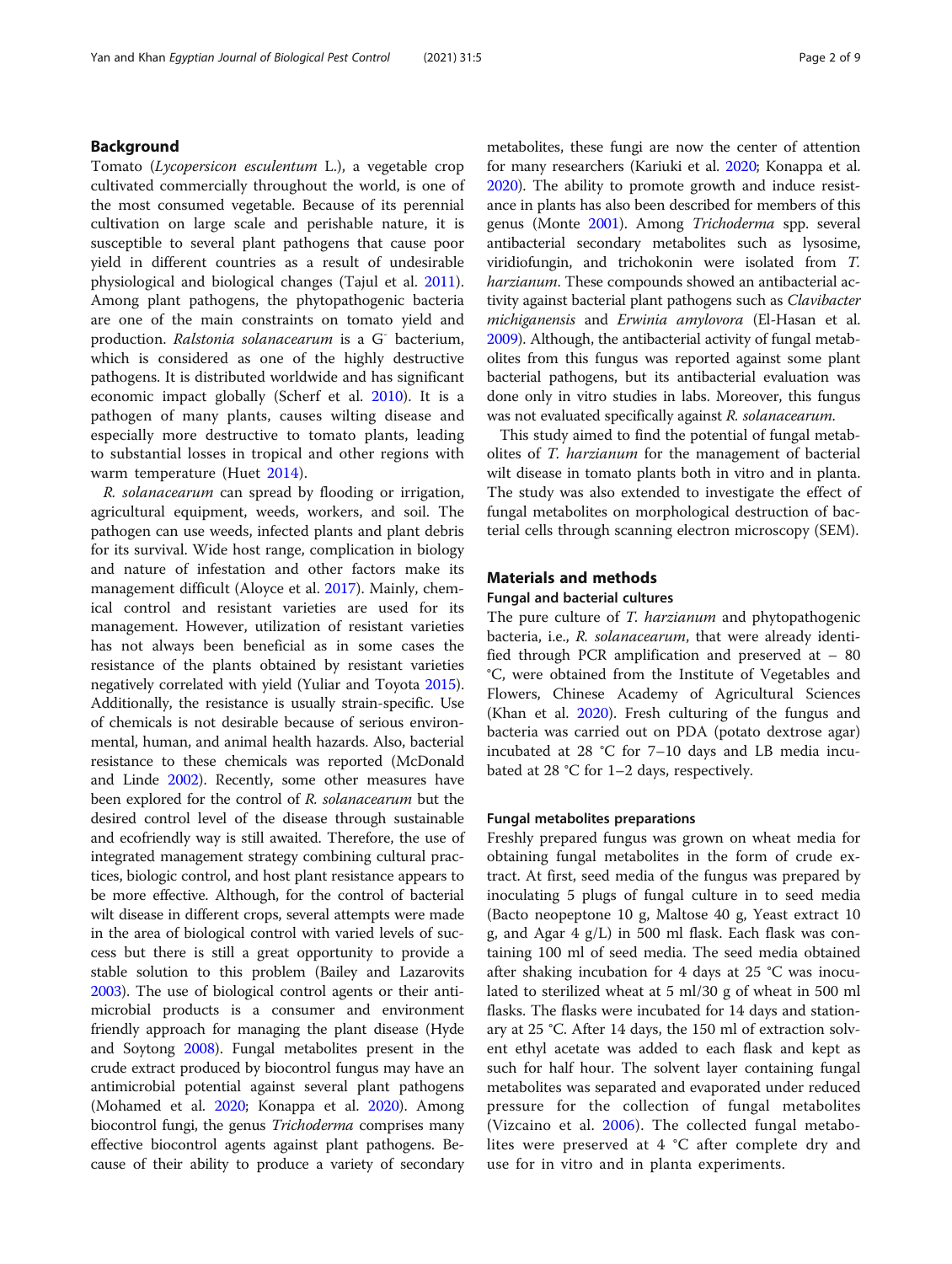## Background

Tomato (*Lycopersicon esculentum* L.), a vegetable crop cultivated commercially throughout the world, is one of the most consumed vegetable. Because of its perennial cultivation on large scale and perishable nature, it is susceptible to several plant pathogens that cause poor yield in different countries as a result of undesirable physiological and biological changes (Tajul et al. 2011). Among plant pathogens, the phytopathogenic bacteria are one of the main constraints on tomato yield and production. *Ralstonia solanacearum* is a $G^-$ bacterium, which is considered as one of the highly destructive pathogens. It is distributed worldwide and has significant economic impact globally (Scherf et al. 2010). It is a pathogen of many plants, causes wilting disease and especially more destructive to tomato plants, leading to substantial losses in tropical and other regions with warm temperature (Huet 2014).

*R. solanacearum* can spread by flooding or irrigation, agricultural equipment, weeds, workers, and soil. The pathogen can use weeds, infected plants and plant debris for its survival. Wide host range, complication in biology and nature of infestation and other factors make its management difficult (Aloyce et al. 2017). Mainly, chemical control and resistant varieties are used for its management. However, utilization of resistant varieties has not always been beneficial as in some cases the resistance of the plants obtained by resistant varieties negatively correlated with yield (Yuliar and Toyota 2015). Additionally, the resistance is usually strain-specific. Use of chemicals is not desirable because of serious environmental, human, and animal health hazards. Also, bacterial resistance to these chemicals was reported (McDonald and Linde 2002). Recently, some other measures have been explored for the control of *R. solanacearum* but the desired control level of the disease through sustainable and ecofriendly way is still awaited. Therefore, the use of integrated management strategy combining cultural practices, biologic control, and host plant resistance appears to be more effective. Although, for the control of bacterial wilt disease in different crops, several attempts were made in the area of biological control with varied levels of success but there is still a great opportunity to provide a stable solution to this problem (Bailey and Lazarovits 2003). The use of biological control agents or their antimicrobial products is a consumer and environment friendly approach for managing the plant disease (Hyde and Soytong 2008). Fungal metabolites present in the crude extract produced by biocontrol fungus may have an antimicrobial potential against several plant pathogens (Mohamed et al. 2020; Konappa et al. 2020). Among biocontrol fungi, the genus *Trichoderma* comprises many effective biocontrol agents against plant pathogens. Because of their ability to produce a variety of secondary metabolites, these fungi are now the center of attention for many researchers (Kariuki et al. 2020; Konappa et al. 2020). The ability to promote growth and induce resistance in plants has also been described for members of this genus (Monte 2001). Among *Trichoderma* spp. several antibacterial secondary metabolites such as lysosime, viridiofungin, and trichokonin were isolated from *T. harzianum*. These compounds showed an antibacterial activity against bacterial plant pathogens such as *Clavibacter michiganensis* and *Erwinia amylovora* (El-Hasan et al. 2009). Although, the antibacterial activity of fungal metabolites from this fungus was reported against some plant bacterial pathogens, but its antibacterial evaluation was done only in vitro studies in labs. Moreover, this fungus was not evaluated specifically against *R. solanacearum*.

This study aimed to find the potential of fungal metabolites of *T. harzianum* for the management of bacterial wilt disease in tomato plants both in vitro and in planta. The study was also extended to investigate the effect of fungal metabolites on morphological destruction of bacterial cells through scanning electron microscopy (SEM).

## Materials and methods

### Fungal and bacterial cultures

The pure culture of *T. harzianum* and phytopathogenic bacteria, i.e., *R. solanacearum*, that were already identified through PCR amplification and preserved at − 80 °C, were obtained from the Institute of Vegetables and Flowers, Chinese Academy of Agricultural Sciences (Khan et al. 2020). Fresh culturing of the fungus and bacteria was carried out on PDA (potato dextrose agar) incubated at 28 °C for 7–10 days and LB media incubated at 28 °C for 1–2 days, respectively.

### Fungal metabolites preparations

Freshly prepared fungus was grown on wheat media for obtaining fungal metabolites in the form of crude extract. At first, seed media of the fungus was prepared by inoculating 5 plugs of fungal culture in to seed media (Bacto neopeptone 10 g, Maltose 40 g, Yeast extract 10 g, and Agar 4 g/L) in 500 ml flask. Each flask was containing 100 ml of seed media. The seed media obtained after shaking incubation for 4 days at 25 °C was inoculated to sterilized wheat at 5 ml/30 g of wheat in 500 ml flasks. The flasks were incubated for 14 days and stationary at 25 °C. After 14 days, the 150 ml of extraction solvent ethyl acetate was added to each flask and kept as such for half hour. The solvent layer containing fungal metabolites was separated and evaporated under reduced pressure for the collection of fungal metabolites (Vizcaino et al. 2006). The collected fungal metabolites were preserved at 4 °C after complete dry and use for in vitro and in planta experiments.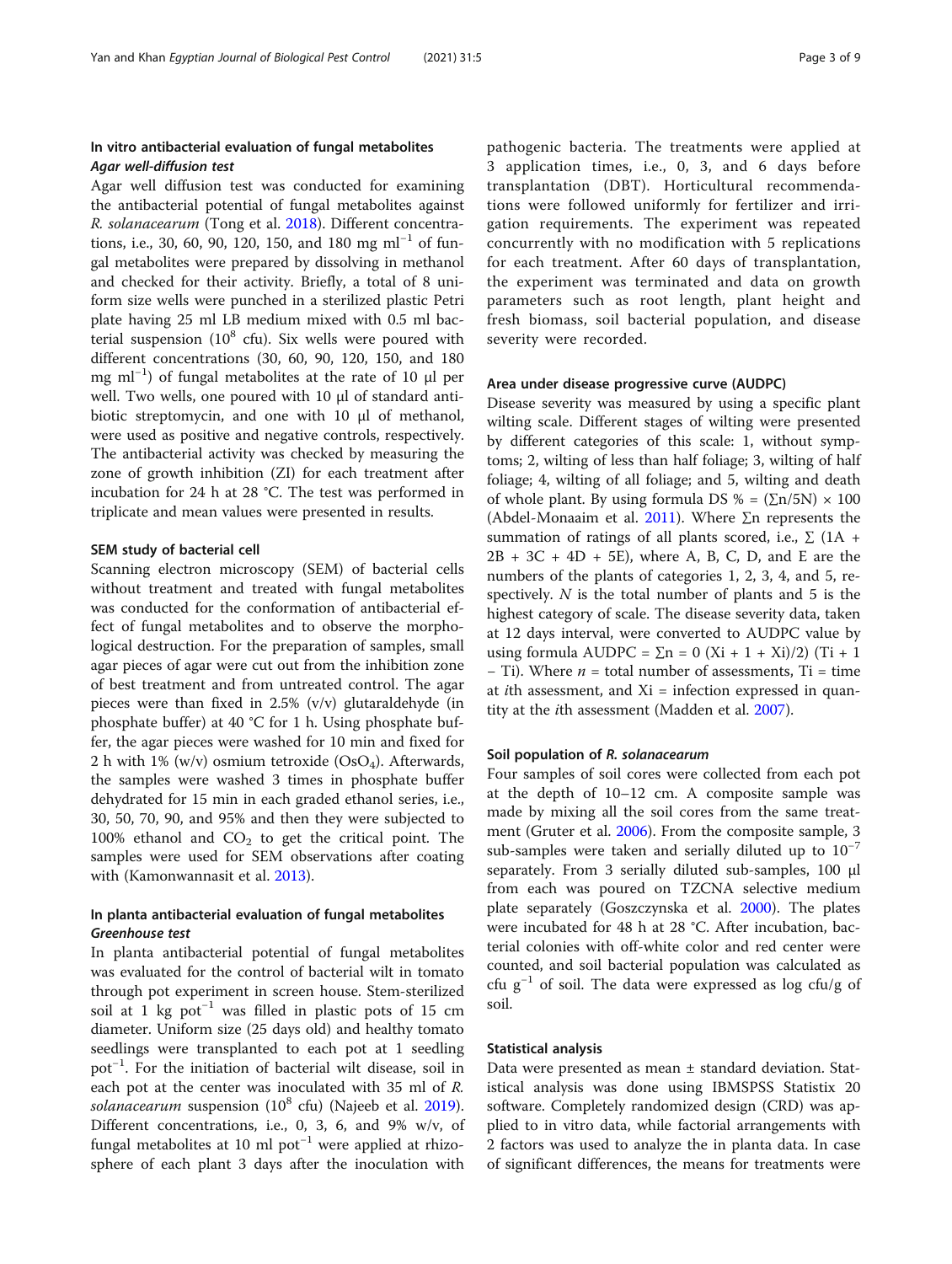### In vitro antibacterial evaluation of fungal metabolites

#### *Agar well-diffusion test*

Agar well diffusion test was conducted for examining the antibacterial potential of fungal metabolites against *R. solanacearum* (Tong et al. 2018). Different concentrations, i.e., 30, 60, 90, 120, 150, and 180 mg $ml^{-1}$ of fungal metabolites were prepared by dissolving in methanol and checked for their activity. Briefly, a total of 8 uniform size wells were punched in a sterilized plastic Petri plate having 25 ml LB medium mixed with 0.5 ml bacterial suspension ($10^8$ cfu). Six wells were poured with different concentrations (30, 60, 90, 120, 150, and 180 mg $ml^{-1}$) of fungal metabolites at the rate of 10 μl per well. Two wells, one poured with 10 μl of standard antibiotic streptomycin, and one with 10 μl of methanol, were used as positive and negative controls, respectively. The antibacterial activity was checked by measuring the zone of growth inhibition (ZI) for each treatment after incubation for 24 h at 28 °C. The test was performed in triplicate and mean values were presented in results.

#### SEM study of bacterial cell

Scanning electron microscopy (SEM) of bacterial cells without treatment and treated with fungal metabolites was conducted for the conformation of antibacterial effect of fungal metabolites and to observe the morphological destruction. For the preparation of samples, small agar pieces of agar were cut out from the inhibition zone of best treatment and from untreated control. The agar pieces were than fixed in 2.5% (v/v) glutaraldehyde (in phosphate buffer) at 40 °C for 1 h. Using phosphate buffer, the agar pieces were washed for 10 min and fixed for 2 h with 1% (w/v) osmium tetroxide ($OsO_4$). Afterwards, the samples were washed 3 times in phosphate buffer dehydrated for 15 min in each graded ethanol series, i.e., 30, 50, 70, 90, and 95% and then they were subjected to 100% ethanol and $CO_2$ to get the critical point. The samples were used for SEM observations after coating with (Kamonwannasit et al. 2013).

### In planta antibacterial evaluation of fungal metabolites

#### *Greenhouse test*

In planta antibacterial potential of fungal metabolites was evaluated for the control of bacterial wilt in tomato through pot experiment in screen house. Stem-sterilized soil at 1 kg $pot^{-1}$ was filled in plastic pots of 15 cm diameter. Uniform size (25 days old) and healthy tomato seedlings were transplanted to each pot at 1 seedling $pot^{-1}$. For the initiation of bacterial wilt disease, soil in each pot at the center was inoculated with 35 ml of *R. solanacearum* suspension ($10^8$ cfu) (Najeeb et al. 2019). Different concentrations, i.e., 0, 3, 6, and 9% w/v, of fungal metabolites at 10 ml $pot^{-1}$ were applied at rhizosphere of each plant 3 days after the inoculation with pathogenic bacteria. The treatments were applied at 3 application times, i.e., 0, 3, and 6 days before transplantation (DBT). Horticultural recommendations were followed uniformly for fertilizer and irrigation requirements. The experiment was repeated concurrently with no modification with 5 replications for each treatment. After 60 days of transplantation, the experiment was terminated and data on growth parameters such as root length, plant height and fresh biomass, soil bacterial population, and disease severity were recorded.

#### Area under disease progressive curve (AUDPC)

Disease severity was measured by using a specific plant wilting scale. Different stages of wilting were presented by different categories of this scale: 1, without symptoms; 2, wilting of less than half foliage; 3, wilting of half foliage; 4, wilting of all foliage; and 5, wilting and death of whole plant. By using formula DS % = $(\sum n/5N) \times 100$ (Abdel-Monaaim et al. 2011). Where $\sum n$ represents the summation of ratings of all plants scored, i.e., $\sum$ (1A + 2B + 3C + 4D + 5E), where A, B, C, D, and E are the numbers of the plants of categories 1, 2, 3, 4, and 5, respectively. $N$ is the total number of plants and 5 is the highest category of scale. The disease severity data, taken at 12 days interval, were converted to AUDPC value by using formula AUDPC = $\sum n = 0\ (Xi + 1 + Xi)/2)\ (Ti + 1 - Ti)$. Where $n$ = total number of assessments, Ti = time at *i*th assessment, and Xi = infection expressed in quantity at the *i*th assessment (Madden et al. 2007).

#### Soil population of *R. solanacearum*

Four samples of soil cores were collected from each pot at the depth of 10–12 cm. A composite sample was made by mixing all the soil cores from the same treatment (Gruter et al. 2006). From the composite sample, 3 sub-samples were taken and serially diluted up to $10^{-7}$ separately. From 3 serially diluted sub-samples, 100 μl from each was poured on TZCNA selective medium plate separately (Goszczynska et al. 2000). The plates were incubated for 48 h at 28 °C. After incubation, bacterial colonies with off-white color and red center were counted, and soil bacterial population was calculated as cfu $g^{-1}$ of soil. The data were expressed as log cfu/g of soil.

#### Statistical analysis

Data were presented as mean ± standard deviation. Statistical analysis was done using IBMSPSS Statistix 20 software. Completely randomized design (CRD) was applied to in vitro data, while factorial arrangements with 2 factors was used to analyze the in planta data. In case of significant differences, the means for treatments were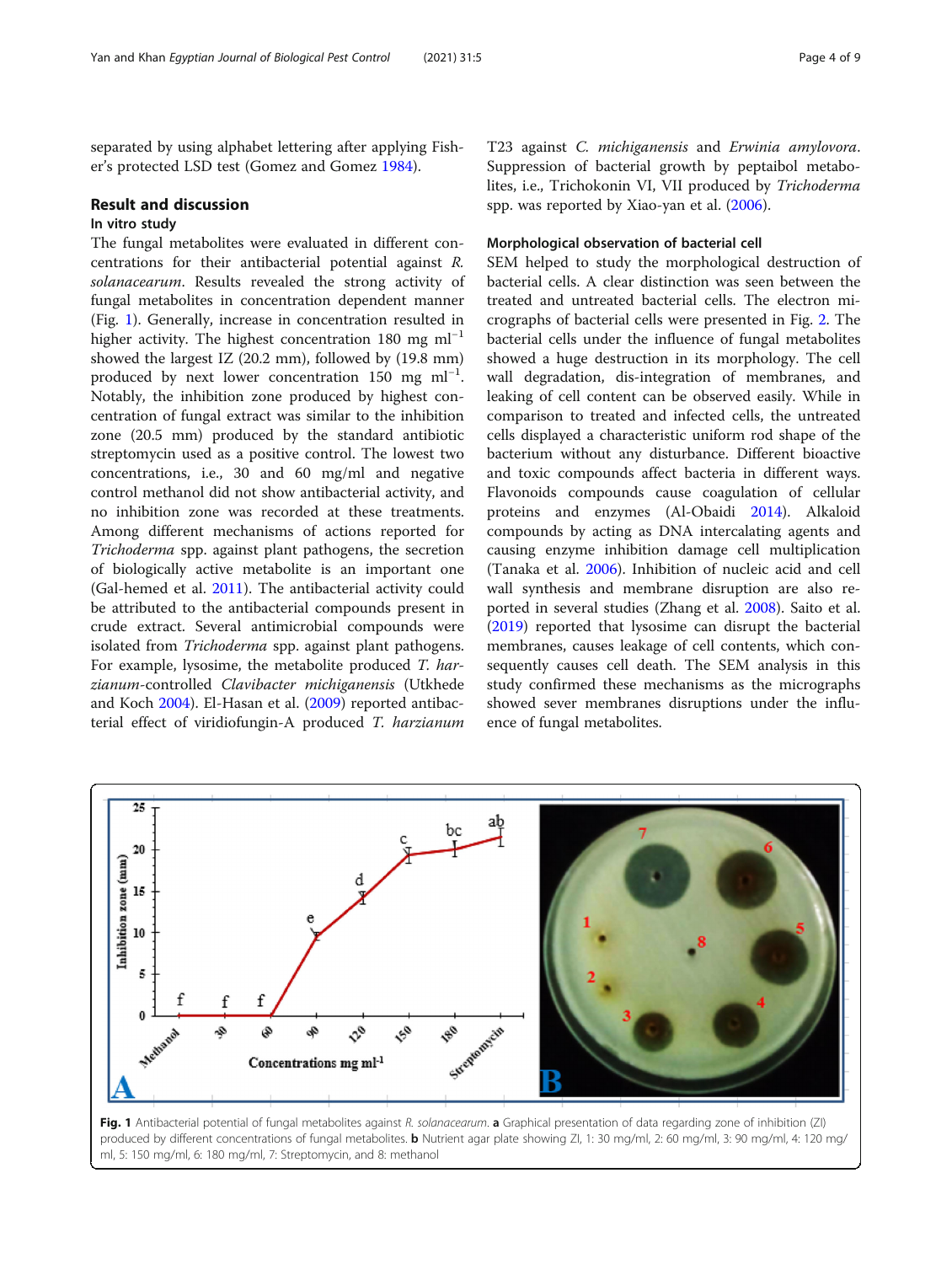separated by using alphabet lettering after applying Fisher's protected LSD test (Gomez and Gomez 1984).

## Result and discussion

### In vitro study

The fungal metabolites were evaluated in different concentrations for their antibacterial potential against *R. solanacearum*. Results revealed the strong activity of fungal metabolites in concentration dependent manner (Fig. 1). Generally, increase in concentration resulted in higher activity. The highest concentration 180 mg $ml^{-1}$ showed the largest IZ (20.2 mm), followed by (19.8 mm) produced by next lower concentration 150 mg $ml^{-1}$. Notably, the inhibition zone produced by highest concentration of fungal extract was similar to the inhibition zone (20.5 mm) produced by the standard antibiotic streptomycin used as a positive control. The lowest two concentrations, i.e., 30 and 60 mg/ml and negative control methanol did not show antibacterial activity, and no inhibition zone was recorded at these treatments. Among different mechanisms of actions reported for *Trichoderma* spp. against plant pathogens, the secretion of biologically active metabolite is an important one (Gal-hemed et al. 2011). The antibacterial activity could be attributed to the antibacterial compounds present in crude extract. Several antimicrobial compounds were isolated from *Trichoderma* spp. against plant pathogens. For example, lysosime, the metabolite produced *T. harzianum*-controlled *Clavibacter michiganensis* (Utkhede and Koch 2004). El-Hasan et al. (2009) reported antibacterial effect of viridiofungin-A produced *T. harzianum* T23 against *C. michiganensis* and *Erwinia amylovora*. Suppression of bacterial growth by peptaibol metabolites, i.e., Trichokonin VI, VII produced by *Trichoderma* spp. was reported by Xiao-yan et al. (2006).

### Morphological observation of bacterial cell

SEM helped to study the morphological destruction of bacterial cells. A clear distinction was seen between the treated and untreated bacterial cells. The electron micrographs of bacterial cells were presented in Fig. 2. The bacterial cells under the influence of fungal metabolites showed a huge destruction in its morphology. The cell wall degradation, dis-integration of membranes, and leaking of cell content can be observed easily. While in comparison to treated and infected cells, the untreated cells displayed a characteristic uniform rod shape of the bacterium without any disturbance. Different bioactive and toxic compounds affect bacteria in different ways. Flavonoids compounds cause coagulation of cellular proteins and enzymes (Al-Obaidi 2014). Alkaloid compounds by acting as DNA intercalating agents and causing enzyme inhibition damage cell multiplication (Tanaka et al. 2006). Inhibition of nucleic acid and cell wall synthesis and membrane disruption are also reported in several studies (Zhang et al. 2008). Saito et al. (2019) reported that lysosime can disrupt the bacterial membranes, causes leakage of cell contents, which consequently causes cell death. The SEM analysis in this study confirmed these mechanisms as the micrographs showed sever membranes disruptions under the influence of fungal metabolites.

**Fig. 1** Antibacterial potential of fungal metabolites against *R. solanacearum*. **a** Graphical presentation of data regarding zone of inhibition (ZI) produced by different concentrations of fungal metabolites. **b** Nutrient agar plate showing ZI, 1: 30 mg/ml, 2: 60 mg/ml, 3: 90 mg/ml, 4: 120 mg/ml, 5: 150 mg/ml, 6: 180 mg/ml, 7: Streptomycin, and 8: methanol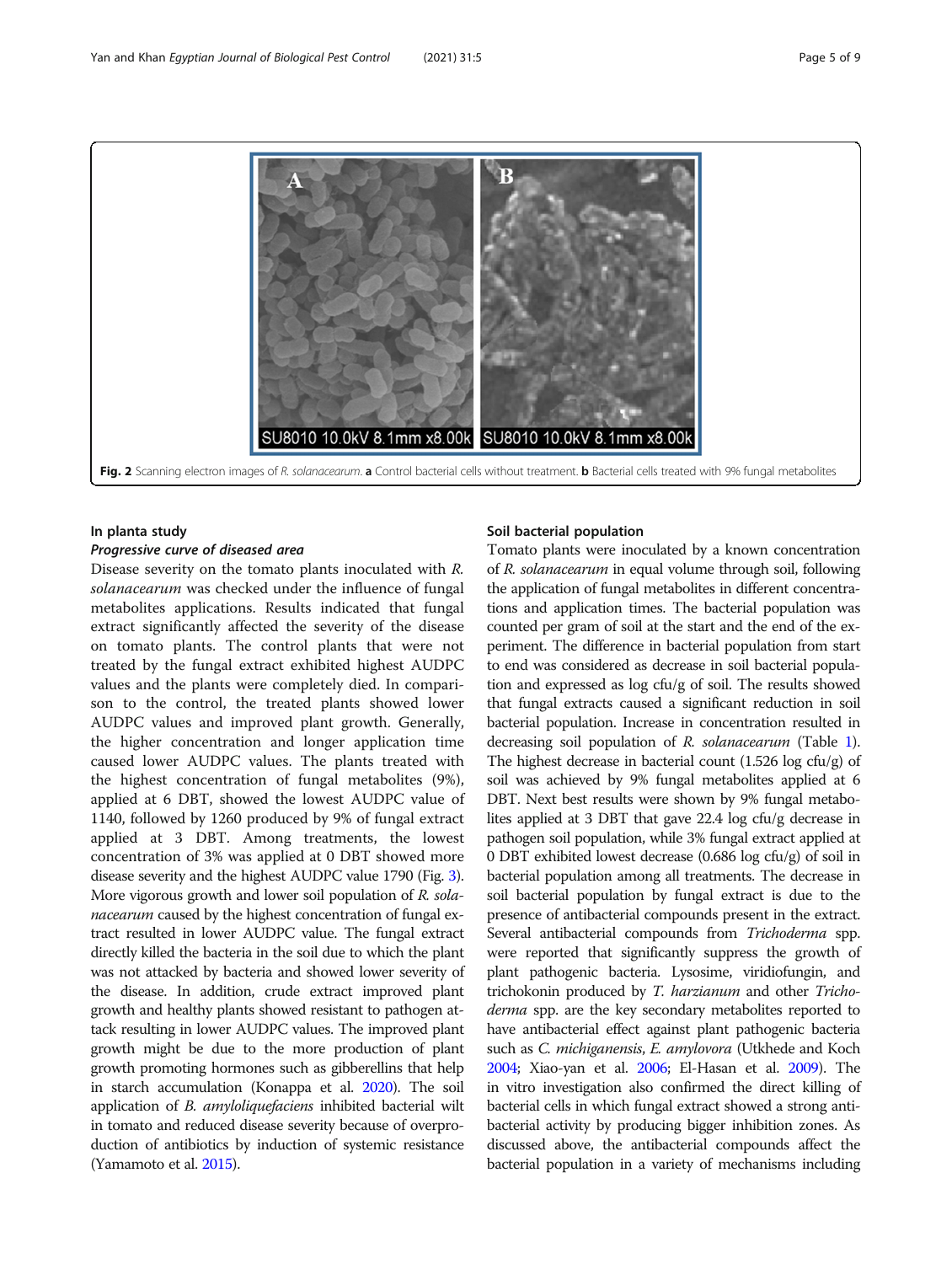Fig. 2 Scanning electron images of *R. solanacearum*. **a** Control bacterial cells without treatment. **b** Bacterial cells treated with 9% fungal metabolites

### In planta study

#### *Progressive curve of diseased area*

Disease severity on the tomato plants inoculated with *R. solanacearum* was checked under the influence of fungal metabolites applications. Results indicated that fungal extract significantly affected the severity of the disease on tomato plants. The control plants that were not treated by the fungal extract exhibited highest AUDPC values and the plants were completely died. In comparison to the control, the treated plants showed lower AUDPC values and improved plant growth. Generally, the higher concentration and longer application time caused lower AUDPC values. The plants treated with the highest concentration of fungal metabolites (9%), applied at 6 DBT, showed the lowest AUDPC value of 1140, followed by 1260 produced by 9% of fungal extract applied at 3 DBT. Among treatments, the lowest concentration of 3% was applied at 0 DBT showed more disease severity and the highest AUDPC value 1790 (Fig. 3). More vigorous growth and lower soil population of *R. solanacearum* caused by the highest concentration of fungal extract resulted in lower AUDPC value. The fungal extract directly killed the bacteria in the soil due to which the plant was not attacked by bacteria and showed lower severity of the disease. In addition, crude extract improved plant growth and healthy plants showed resistant to pathogen attack resulting in lower AUDPC values. The improved plant growth might be due to the more production of plant growth promoting hormones such as gibberellins that help in starch accumulation (Konappa et al. 2020). The soil application of *B. amyloliquefaciens* inhibited bacterial wilt in tomato and reduced disease severity because of overproduction of antibiotics by induction of systemic resistance (Yamamoto et al. 2015).

### Soil bacterial population

Tomato plants were inoculated by a known concentration of *R. solanacearum* in equal volume through soil, following the application of fungal metabolites in different concentrations and application times. The bacterial population was counted per gram of soil at the start and the end of the experiment. The difference in bacterial population from start to end was considered as decrease in soil bacterial population and expressed as log cfu/g of soil. The results showed that fungal extracts caused a significant reduction in soil bacterial population. Increase in concentration resulted in decreasing soil population of *R. solanacearum* (Table 1). The highest decrease in bacterial count (1.526 log cfu/g) of soil was achieved by 9% fungal metabolites applied at 6 DBT. Next best results were shown by 9% fungal metabolites applied at 3 DBT that gave 22.4 log cfu/g decrease in pathogen soil population, while 3% fungal extract applied at 0 DBT exhibited lowest decrease (0.686 log cfu/g) of soil in bacterial population among all treatments. The decrease in soil bacterial population by fungal extract is due to the presence of antibacterial compounds present in the extract. Several antibacterial compounds from *Trichoderma* spp. were reported that significantly suppress the growth of plant pathogenic bacteria. Lysosime, viridiofungin, and trichokonin produced by *T. harzianum* and other *Trichoderma* spp. are the key secondary metabolites reported to have antibacterial effect against plant pathogenic bacteria such as *C. michiganensis*, *E. amylovora* (Utkhede and Koch 2004; Xiao-yan et al. 2006; El-Hasan et al. 2009). The in vitro investigation also confirmed the direct killing of bacterial cells in which fungal extract showed a strong antibacterial activity by producing bigger inhibition zones. As discussed above, the antibacterial compounds affect the bacterial population in a variety of mechanisms including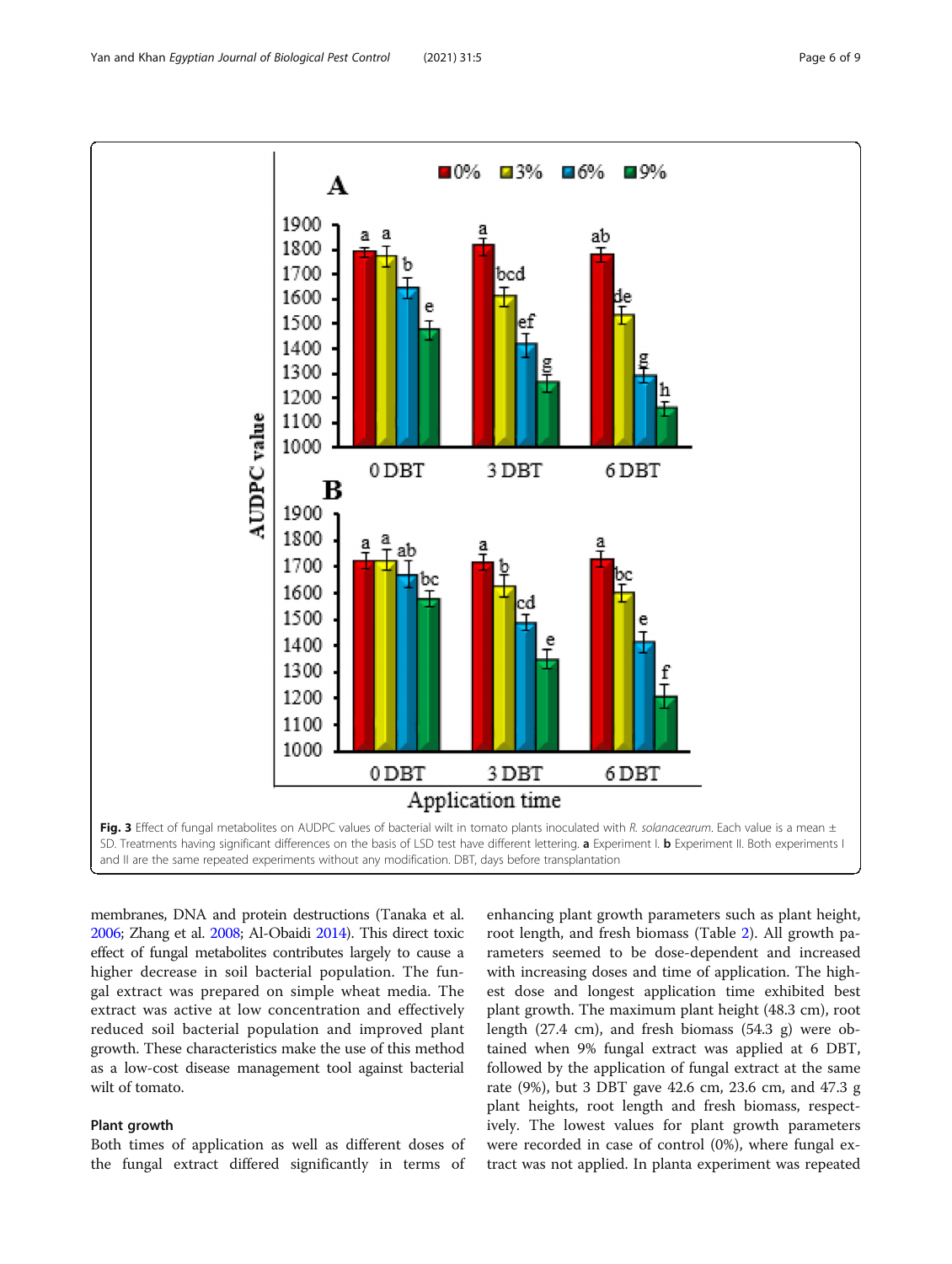Fig. 3 Effect of fungal metabolites on AUDPC values of bacterial wilt in tomato plants inoculated with *R. solanacearum*. Each value is a mean ± SD. Treatments having significant differences on the basis of LSD test have different lettering. **a** Experiment I. **b** Experiment II. Both experiments I and II are the same repeated experiments without any modification. DBT, days before transplantation

membranes, DNA and protein destructions (Tanaka et al. 2006; Zhang et al. 2008; Al-Obaidi 2014). This direct toxic effect of fungal metabolites contributes largely to cause a higher decrease in soil bacterial population. The fungal extract was prepared on simple wheat media. The extract was active at low concentration and effectively reduced soil bacterial population and improved plant growth. These characteristics make the use of this method as a low-cost disease management tool against bacterial wilt of tomato.

### Plant growth

Both times of application as well as different doses of the fungal extract differed significantly in terms of enhancing plant growth parameters such as plant height, root length, and fresh biomass (Table 2). All growth parameters seemed to be dose-dependent and increased with increasing doses and time of application. The highest dose and longest application time exhibited best plant growth. The maximum plant height (48.3 cm), root length (27.4 cm), and fresh biomass (54.3 g) were obtained when 9% fungal extract was applied at 6 DBT, followed by the application of fungal extract at the same rate (9%), but 3 DBT gave 42.6 cm, 23.6 cm, and 47.3 g plant heights, root length and fresh biomass, respectively. The lowest values for plant growth parameters were recorded in case of control (0%), where fungal extract was not applied. In planta experiment was repeated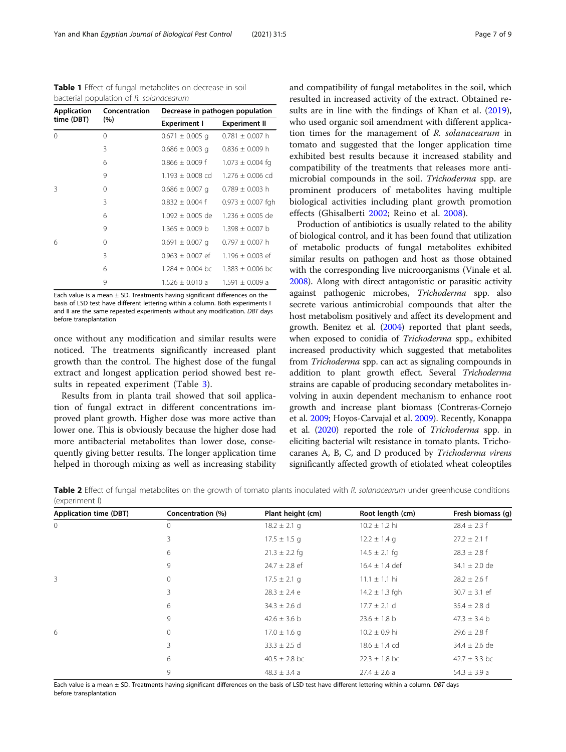**Table 1** Effect of fungal metabolites on decrease in soil bacterial population of *R. solanacearum*

| Application time (DBT) | Concentration (%) | Decrease in pathogen population | |
|---|---|---|---|
| | | Experiment I | Experiment II |
| 0 | 0 | 0.671 ± 0.005 g | 0.781 ± 0.007 h |
| | 3 | 0.686 ± 0.003 g | 0.836 ± 0.009 h |
| | 6 | 0.866 ± 0.009 f | 1.073 ± 0.004 fg |
| | 9 | 1.193 ± 0.008 cd | 1.276 ± 0.006 cd |
| 3 | 0 | 0.686 ± 0.007 g | 0.789 ± 0.003 h |
| | 3 | 0.832 ± 0.004 f | 0.973 ± 0.007 fgh |
| | 6 | 1.092 ± 0.005 de | 1.236 ± 0.005 de |
| | 9 | 1.365 ± 0.009 b | 1.398 ± 0.007 b |
| 6 | 0 | 0.691 ± 0.007 g | 0.797 ± 0.007 h |
| | 3 | 0.963 ± 0.007 ef | 1.196 ± 0.003 ef |
| | 6 | 1.284 ± 0.004 bc | 1.383 ± 0.006 bc |
| | 9 | 1.526 ± 0.010 a | 1.591 ± 0.009 a |

Each value is a mean ± SD. Treatments having significant differences on the basis of LSD test have different lettering within a column. Both experiments I and II are the same repeated experiments without any modification. *DBT* days before transplantation

once without any modification and similar results were noticed. The treatments significantly increased plant growth than the control. The highest dose of the fungal extract and longest application period showed best results in repeated experiment (Table 3).

Results from in planta trail showed that soil application of fungal extract in different concentrations improved plant growth. Higher dose was more active than lower one. This is obviously because the higher dose had more antibacterial metabolites than lower dose, consequently giving better results. The longer application time helped in thorough mixing as well as increasing stability and compatibility of fungal metabolites in the soil, which resulted in increased activity of the extract. Obtained results are in line with the findings of Khan et al. (2019), who used organic soil amendment with different application times for the management of *R. solanacearum* in tomato and suggested that the longer application time exhibited best results because it increased stability and compatibility of the treatments that releases more antimicrobial compounds in the soil. *Trichoderma* spp. are prominent producers of metabolites having multiple biological activities including plant growth promotion effects (Ghisalberti 2002; Reino et al. 2008).

Production of antibiotics is usually related to the ability of biological control, and it has been found that utilization of metabolic products of fungal metabolites exhibited similar results on pathogen and host as those obtained with the corresponding live microorganisms (Vinale et al. 2008). Along with direct antagonistic or parasitic activity against pathogenic microbes, *Trichoderma* spp. also secrete various antimicrobial compounds that alter the host metabolism positively and affect its development and growth. Benitez et al. (2004) reported that plant seeds, when exposed to conidia of *Trichoderma* spp., exhibited increased productivity which suggested that metabolites from *Trichoderma* spp. can act as signaling compounds in addition to plant growth effect. Several *Trichoderma* strains are capable of producing secondary metabolites involving in auxin dependent mechanism to enhance root growth and increase plant biomass (Contreras-Cornejo et al. 2009; Hoyos-Carvajal et al. 2009). Recently, Konappa et al. (2020) reported the role of *Trichoderma* spp. in eliciting bacterial wilt resistance in tomato plants. Trichocaranes A, B, C, and D produced by *Trichoderma virens* significantly affected growth of etiolated wheat coleoptiles

**Table 2** Effect of fungal metabolites on the growth of tomato plants inoculated with *R. solanacearum* under greenhouse conditions (experiment I)

| Application time (DBT) | Concentration (%) | Plant height (cm) | Root length (cm) | Fresh biomass (g) |
|---|---|---|---|---|
| 0 | 0 | 18.2 ± 2.1 g | 10.2 ± 1.2 hi | 28.4 ± 2.3 f |
| | 3 | 17.5 ± 1.5 g | 12.2 ± 1.4 g | 27.2 ± 2.1 f |
| | 6 | 21.3 ± 2.2 fg | 14.5 ± 2.1 fg | 28.3 ± 2.8 f |
| | 9 | 24.7 ± 2.8 ef | 16.4 ± 1.4 def | 34.1 ± 2.0 de |
| 3 | 0 | 17.5 ± 2.1 g | 11.1 ± 1.1 hi | 28.2 ± 2.6 f |
| | 3 | 28.3 ± 2.4 e | 14.2 ± 1.3 fgh | 30.7 ± 3.1 ef |
| | 6 | 34.3 ± 2.6 d | 17.7 ± 2.1 d | 35.4 ± 2.8 d |
| | 9 | 42.6 ± 3.6 b | 23.6 ± 1.8 b | 47.3 ± 3.4 b |
| 6 | 0 | 17.0 ± 1.6 g | 10.2 ± 0.9 hi | 29.6 ± 2.8 f |
| | 3 | 33.3 ± 2.5 d | 18.6 ± 1.4 cd | 34.4 ± 2.6 de |
| | 6 | 40.5 ± 2.8 bc | 22.3 ± 1.8 bc | 42.7 ± 3.3 bc |
| | 9 | 48.3 ± 3.4 a | 27.4 ± 2.6 a | 54.3 ± 3.9 a |

Each value is a mean ± SD. Treatments having significant differences on the basis of LSD test have different lettering within a column. *DBT* days before transplantation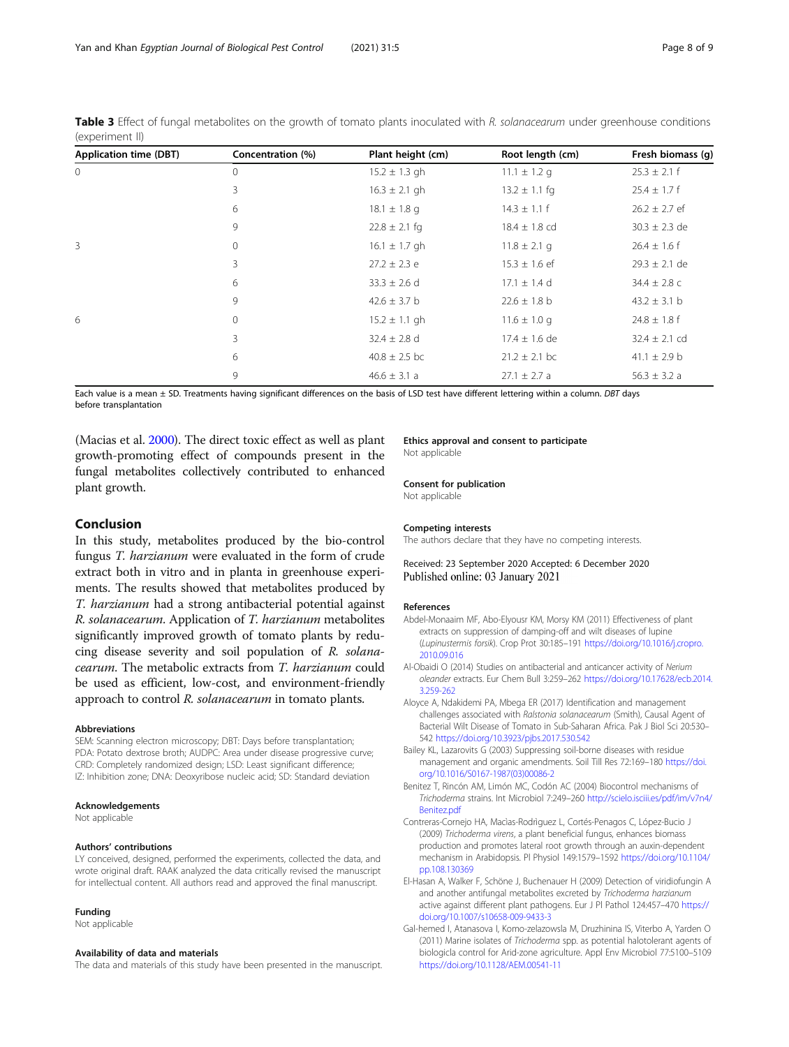**Table 3** Effect of fungal metabolites on the growth of tomato plants inoculated with *R. solanacearum* under greenhouse conditions (experiment II)

| Application time (DBT) | Concentration (%) | Plant height (cm) | Root length (cm) | Fresh biomass (g) |
|---|---|---|---|---|
| 0 | 0 | 15.2 ± 1.3 gh | 11.1 ± 1.2 g | 25.3 ± 2.1 f |
| | 3 | 16.3 ± 2.1 gh | 13.2 ± 1.1 fg | 25.4 ± 1.7 f |
| | 6 | 18.1 ± 1.8 g | 14.3 ± 1.1 f | 26.2 ± 2.7 ef |
| | 9 | 22.8 ± 2.1 fg | 18.4 ± 1.8 cd | 30.3 ± 2.3 de |
| 3 | 0 | 16.1 ± 1.7 gh | 11.8 ± 2.1 g | 26.4 ± 1.6 f |
| | 3 | 27.2 ± 2.3 e | 15.3 ± 1.6 ef | 29.3 ± 2.1 de |
| | 6 | 33.3 ± 2.6 d | 17.1 ± 1.4 d | 34.4 ± 2.8 c |
| | 9 | 42.6 ± 3.7 b | 22.6 ± 1.8 b | 43.2 ± 3.1 b |
| 6 | 0 | 15.2 ± 1.1 gh | 11.6 ± 1.0 g | 24.8 ± 1.8 f |
| | 3 | 32.4 ± 2.8 d | 17.4 ± 1.6 de | 32.4 ± 2.1 cd |
| | 6 | 40.8 ± 2.5 bc | 21.2 ± 2.1 bc | 41.1 ± 2.9 b |
| | 9 | 46.6 ± 3.1 a | 27.1 ± 2.7 a | 56.3 ± 3.2 a |

Each value is a mean ± SD. Treatments having significant differences on the basis of LSD test have different lettering within a column. *DBT* days before transplantation

(Macias et al. 2000). The direct toxic effect as well as plant growth-promoting effect of compounds present in the fungal metabolites collectively contributed to enhanced plant growth.

## Conclusion

In this study, metabolites produced by the bio-control fungus *T. harzianum* were evaluated in the form of crude extract both in vitro and in planta in greenhouse experiments. The results showed that metabolites produced by *T. harzianum* had a strong antibacterial potential against *R. solanacearum*. Application of *T. harzianum* metabolites significantly improved growth of tomato plants by reducing disease severity and soil population of *R. solanacearum*. The metabolic extracts from *T. harzianum* could be used as efficient, low-cost, and environment-friendly approach to control *R. solanacearum* in tomato plants.

#### Abbreviations

SEM: Scanning electron microscopy; DBT: Days before transplantation; PDA: Potato dextrose broth; AUDPC: Area under disease progressive curve; CRD: Completely randomized design; LSD: Least significant difference; IZ: Inhibition zone; DNA: Deoxyribose nucleic acid; SD: Standard deviation

#### Acknowledgements

Not applicable

#### Authors' contributions

LY conceived, designed, performed the experiments, collected the data, and wrote original draft. RAAK analyzed the data critically revised the manuscript for intellectual content. All authors read and approved the final manuscript.

#### Funding

Not applicable

#### Availability of data and materials

The data and materials of this study have been presented in the manuscript.

#### Ethics approval and consent to participate

Not applicable

#### Consent for publication

Not applicable

#### Competing interests

The authors declare that they have no competing interests.

Received: 23 September 2020 Accepted: 6 December 2020
Published online: 03 January 2021

#### References

Abdel-Monaaim MF, Abo-Elyousr KM, Morsy KM (2011) Effectiveness of plant extracts on suppression of damping-off and wilt diseases of lupine (*Lupinustermis forsik*). Crop Prot 30:185–191 https://doi.org/10.1016/j.cropro.2010.09.016

Al-Obaidi O (2014) Studies on antibacterial and anticancer activity of *Nerium oleander* extracts. Eur Chem Bull 3:259–262 https://doi.org/10.17628/ecb.2014.3.259-262

Aloyce A, Ndakidemi PA, Mbega ER (2017) Identification and management challenges associated with *Ralstonia solanacearum* (Smith), Causal Agent of Bacterial Wilt Disease of Tomato in Sub-Saharan Africa. Pak J Biol Sci 20:530–542 https://doi.org/10.3923/pjbs.2017.530.542

Bailey KL, Lazarovits G (2003) Suppressing soil-borne diseases with residue management and organic amendments. Soil Till Res 72:169–180 https://doi.org/10.1016/S0167-1987(03)00086-2

Benitez T, Rincón AM, Limón MC, Codón AC (2004) Biocontrol mechanisms of *Trichoderma* strains. Int Microbiol 7:249–260 http://scielo.isciii.es/pdf/im/v7n4/Benitez.pdf

Contreras-Cornejo HA, Macias-Rodriguez L, Cortés-Penagos C, López-Bucio J (2009) *Trichoderma virens*, a plant beneficial fungus, enhances biomass production and promotes lateral root growth through an auxin-dependent mechanism in Arabidopsis. Pl Physiol 149:1579–1592 https://doi.org/10.1104/pp.108.130369

El-Hasan A, Walker F, Schöne J, Buchenauer H (2009) Detection of viridiofungin A and another antifungal metabolites excreted by *Trichoderma harzianum* active against different plant pathogens. Eur J Pl Pathol 124:457–470 https://doi.org/10.1007/s10658-009-9433-3

Gal-hemed I, Atanasova I, Komo-zelazowsla M, Druzhinina IS, Viterbo A, Yarden O (2011) Marine isolates of *Trichoderma* spp. as potential halotolerant agents of biologicla control for Arid-zone agriculture. Appl Env Microbiol 77:5100–5109 https://doi.org/10.1128/AEM.00541-11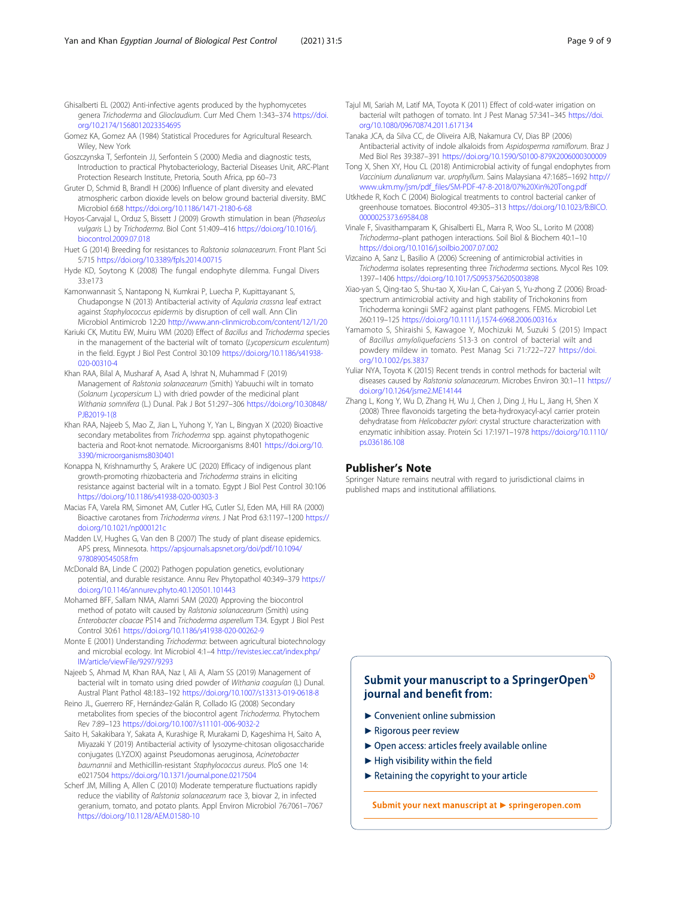Ghisalberti EL (2002) Anti-infective agents produced by the hyphomycetes genera *Trichoderma* and *Gliocladium*. Curr Med Chem 1:343–374 https://doi.org/10.2174/1568012023354695

Gomez KA, Gomez AA (1984) Statistical Procedures for Agricultural Research. Wiley, New York

Goszczynska T, Serfontein JJ, Serfontein S (2000) Media and diagnostic tests, Introduction to practical Phytobacteriology, Bacterial Diseases Unit, ARC-Plant Protection Research Institute, Pretoria, South Africa, pp 60–73

Gruter D, Schmid B, Brandl H (2006) Influence of plant diversity and elevated atmospheric carbon dioxide levels on below ground bacterial diversity. BMC Microbiol 6:68 https://doi.org/10.1186/1471-2180-6-68

Hoyos-Carvajal L, Orduz S, Bissett J (2009) Growth stimulation in bean (*Phaseolus vulgaris* L.) by *Trichoderma*. Biol Cont 51:409–416 https://doi.org/10.1016/j.biocontrol.2009.07.018

Huet G (2014) Breeding for resistances to *Ralstonia solanacearum*. Front Plant Sci 5:715 https://doi.org/10.3389/fpls.2014.00715

Hyde KD, Soytong K (2008) The fungal endophyte dilemma. Fungal Divers 33:e173

Kamonwannasit S, Nantapong N, Kumkrai P, Luecha P, Kupittayanant S, Chudapongse N (2013) Antibacterial activity of *Aquilaria crassna* leaf extract against *Staphylococcus epidermis* by disruption of cell wall. Ann Clin Microbiol Antimicrob 12:20 http://www.ann-clinmicrob.com/content/12/1/20

Kariuki CK, Mutitu EW, Muiru WM (2020) Effect of *Bacillus* and *Trichoderma* species in the management of the bacterial wilt of tomato (*Lycopersicum esculentum*) in the field. Egypt J Biol Pest Control 30:109 https://doi.org/10.1186/s41938-020-00310-4

Khan RAA, Bilal A, Musharaf A, Asad A, Ishrat N, Muhammad F (2019) Management of *Ralstonia solanacearum* (Smith) Yabuuchi wilt in tomato (*Solanum Lycopersicum* L.) with dried powder of the medicinal plant *Withania somnifera* (L.) Dunal. Pak J Bot 51:297–306 https://doi.org/10.30848/PJB2019-1(8

Khan RAA, Najeeb S, Mao Z, Jian L, Yuhong Y, Yan L, Bingyan X (2020) Bioactive secondary metabolites from *Trichoderma* spp. against phytopathogenic bacteria and Root-knot nematode. Microorganisms 8:401 https://doi.org/10.3390/microorganisms8030401

Konappa N, Krishnamurthy S, Arakere UC (2020) Efficacy of indigenous plant growth-promoting rhizobacteria and *Trichoderma* strains in eliciting resistance against bacterial wilt in a tomato. Egypt J Biol Pest Control 30:106 https://doi.org/10.1186/s41938-020-00303-3

Macias FA, Varela RM, Simonet AM, Cutler HG, Cutler SJ, Eden MA, Hill RA (2000) Bioactive carotanes from *Trichoderma virens*. J Nat Prod 63:1197–1200 https://doi.org/10.1021/np000121c

Madden LV, Hughes G, Van den B (2007) The study of plant disease epidemics. APS press, Minnesota. https://apsjournals.apsnet.org/doi/pdf/10.1094/9780890545058.fm

McDonald BA, Linde C (2002) Pathogen population genetics, evolutionary potential, and durable resistance. Annu Rev Phytopathol 40:349–379 https://doi.org/10.1146/annurev.phyto.40.120501.101443

Mohamed BFF, Sallam NMA, Alamri SAM (2020) Approving the biocontrol method of potato wilt caused by *Ralstonia solanacearum* (Smith) using *Enterobacter cloacae* PS14 and *Trichoderma asperellum* T34. Egypt J Biol Pest Control 30:61 https://doi.org/10.1186/s41938-020-00262-9

Monte E (2001) Understanding *Trichoderma*: between agricultural biotechnology and microbial ecology. Int Microbiol 4:1–4 http://revistes.iec.cat/index.php/IM/article/viewFile/9297/9293

Najeeb S, Ahmad M, Khan RAA, Naz I, Ali A, Alam SS (2019) Management of bacterial wilt in tomato using dried powder of *Withania coagulan* (L) Dunal. Austral Plant Pathol 48:183–192 https://doi.org/10.1007/s13313-019-0618-8

Reino JL, Guerrero RF, Hernández-Galán R, Collado IG (2008) Secondary metabolites from species of the biocontrol agent *Trichoderma*. Phytochem Rev 7:89–123 https://doi.org/10.1007/s11101-006-9032-2

Saito H, Sakakibara Y, Sakata A, Kurashige R, Murakami D, Kageshima H, Saito A, Miyazaki Y (2019) Antibacterial activity of lysozyme-chitosan oligosaccharide conjugates (LYZOX) against Pseudomonas aeruginosa, *Acinetobacter baumannii* and Methicillin-resistant *Staphylococcus aureus*. PloS one 14: e0217504 https://doi.org/10.1371/journal.pone.0217504

Scherf JM, Milling A, Allen C (2010) Moderate temperature fluctuations rapidly reduce the viability of *Ralstonia solanacearum* race 3, biovar 2, in infected geranium, tomato, and potato plants. Appl Environ Microbiol 76:7061–7067 https://doi.org/10.1128/AEM.01580-10

Tajul MI, Sariah M, Latif MA, Toyota K (2011) Effect of cold-water irrigation on bacterial wilt pathogen of tomato. Int J Pest Manag 57:341–345 https://doi.org/10.1080/09670874.2011.617134

Tanaka JCA, da Silva CC, de Oliveira AJB, Nakamura CV, Dias BP (2006) Antibacterial activity of indole alkaloids from *Aspidosperma ramiflorum*. Braz J Med Biol Res 39:387–391 https://doi.org/10.1590/S0100-879X2006000300009

Tong X, Shen XY, Hou CL (2018) Antimicrobial activity of fungal endophytes from *Vaccinium dunalianum* var. *urophyllum*. Sains Malaysiana 47:1685–1692 http://www.ukm.my/jsm/pdf_files/SM-PDF-47-8-2018/07%20Xin%20Tong.pdf

Utkhede R, Koch C (2004) Biological treatments to control bacterial canker of greenhouse tomatoes. Biocontrol 49:305–313 https://doi.org/10.1023/B:BICO.0000025373.69584.08

Vinale F, Sivasithamparam K, Ghisalberti EL, Marra R, Woo SL, Lorito M (2008) *Trichoderma*–plant pathogen interactions. Soil Biol & Biochem 40:1–10 https://doi.org/10.1016/j.soilbio.2007.07.002

Vizcaino A, Sanz L, Basilio A (2006) Screening of antimicrobial activities in *Trichoderma* isolates representing three *Trichoderma* sections. Mycol Res 109: 1397–1406 https://doi.org/10.1017/S0953756205003898

Xiao-yan S, Qing-tao S, Shu-tao X, Xiu-lan C, Cai-yan S, Yu-zhong Z (2006) Broad-spectrum antimicrobial activity and high stability of Trichokonins from Trichoderma koningii SMF2 against plant pathogens. FEMS. Microbiol Let 260:119–125 https://doi.org/10.1111/j.1574-6968.2006.00316.x

Yamamoto S, Shiraishi S, Kawagoe Y, Mochizuki M, Suzuki S (2015) Impact of *Bacillus amyloliquefaciens* S13-3 on control of bacterial wilt and powdery mildew in tomato. Pest Manag Sci 71:722–727 https://doi.org/10.1002/ps.3837

Yuliar NYA, Toyota K (2015) Recent trends in control methods for bacterial wilt diseases caused by *Ralstonia solanacearum*. Microbes Environ 30:1–11 https://doi.org/10.1264/jsme2.ME14144

Zhang L, Kong Y, Wu D, Zhang H, Wu J, Chen J, Ding J, Hu L, Jiang H, Shen X (2008) Three flavonoids targeting the beta-hydroxyacyl-acyl carrier protein dehydratase from *Helicobacter pylori*: crystal structure characterization with enzymatic inhibition assay. Protein Sci 17:1971–1978 https://doi.org/10.1110/ps.036186.108

## Publisher's Note

Springer Nature remains neutral with regard to jurisdictional claims in published maps and institutional affiliations.

**Submit your manuscript to a SpringerOpen journal and benefit from:**

- ▶ Convenient online submission
- ▶ Rigorous peer review
- ▶ Open access: articles freely available online
- ▶ High visibility within the field
- ▶ Retaining the copyright to your article

**Submit your next manuscript at ▶ springeropen.com**